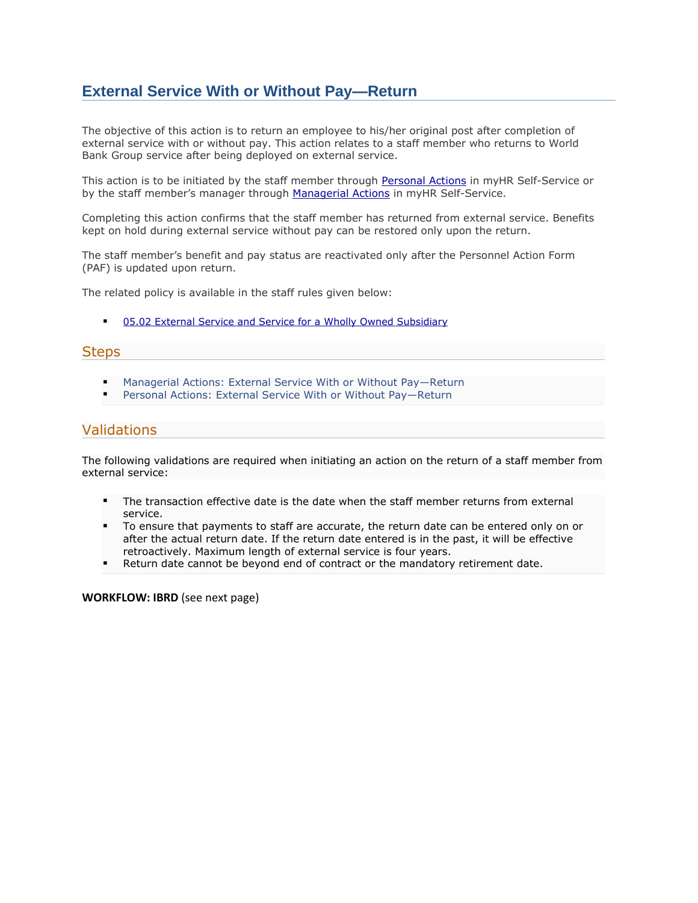# External Service With or Without Pay—Return

The objective of this action is to return an employee to his/her original post after completion of external service with or without pay. This action relates to a staff member who returns to World Bank Group service after being deployed on external service.

This action is to be initiated by the staff member through Personal Actions in myHR Self-Service or by the staff member's manager through Managerial Actions in myHR Self-Service.

Completing this action confirms that the staff member has returned from external service. Benefits kept on hold during external service without pay can be restored only upon the return.

The staff member's benefit and pay status are reactivated only after the Personnel Action Form (PAF) is updated upon return.

The related policy is available in the staff rules given below:

- 05.02 External Service and Service for a Wholly Owned Subsidiary

## Steps

- Managerial Actions: External Service With or Without Pay—Return
- Personal Actions: External Service With or Without Pay—Return

## Validations

The following validations are required when initiating an action on the return of a staff member from external service:

- The transaction effective date is the date when the staff member returns from external service.
- To ensure that payments to staff are accurate, the return date can be entered only on or after the actual return date. If the return date entered is in the past, it will be effective retroactively. Maximum length of external service is four years.
- Return date cannot be beyond end of contract or the mandatory retirement date.

**WORKFLOW: IBRD** (see next page)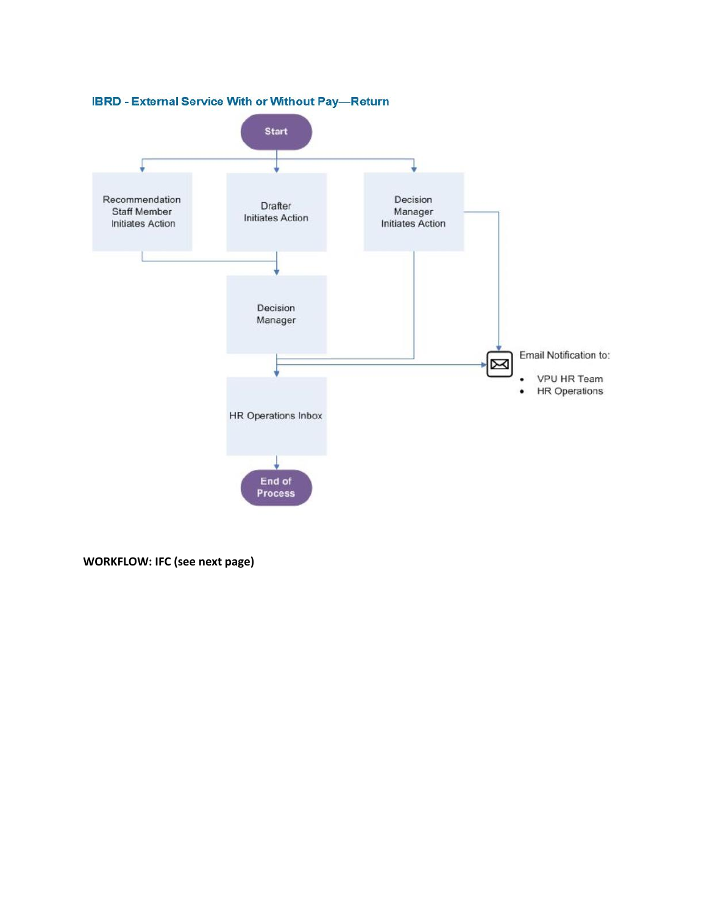IBRD - External Service With or Without Pay—Return

Start

Recommendation Staff Member Initiates Action

Drafter Initiates Action

Decision Manager Initiates Action

Decision Manager

Email Notification to:

- VPU HR Team
- HR Operations

HR Operations Inbox

End of Process

**WORKFLOW: IFC (see next page)**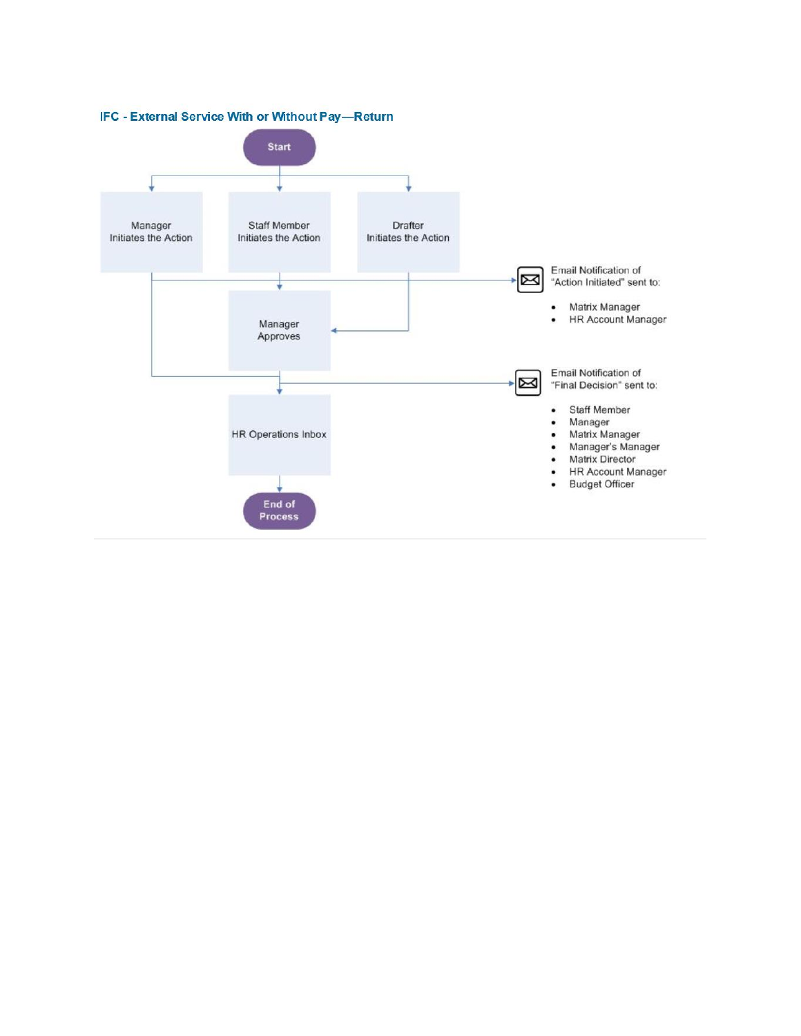### IFC - External Service With or Without Pay—Return

Start

Manager Initiates the Action

Staff Member Initiates the Action

Drafter Initiates the Action

Email Notification of "Action Initiated" sent to:

- Matrix Manager
- HR Account Manager

Manager Approves

Email Notification of "Final Decision" sent to:

- Staff Member
- Manager
- Matrix Manager
- Manager's Manager
- Matrix Director
- HR Account Manager
- Budget Officer

HR Operations Inbox

End of Process